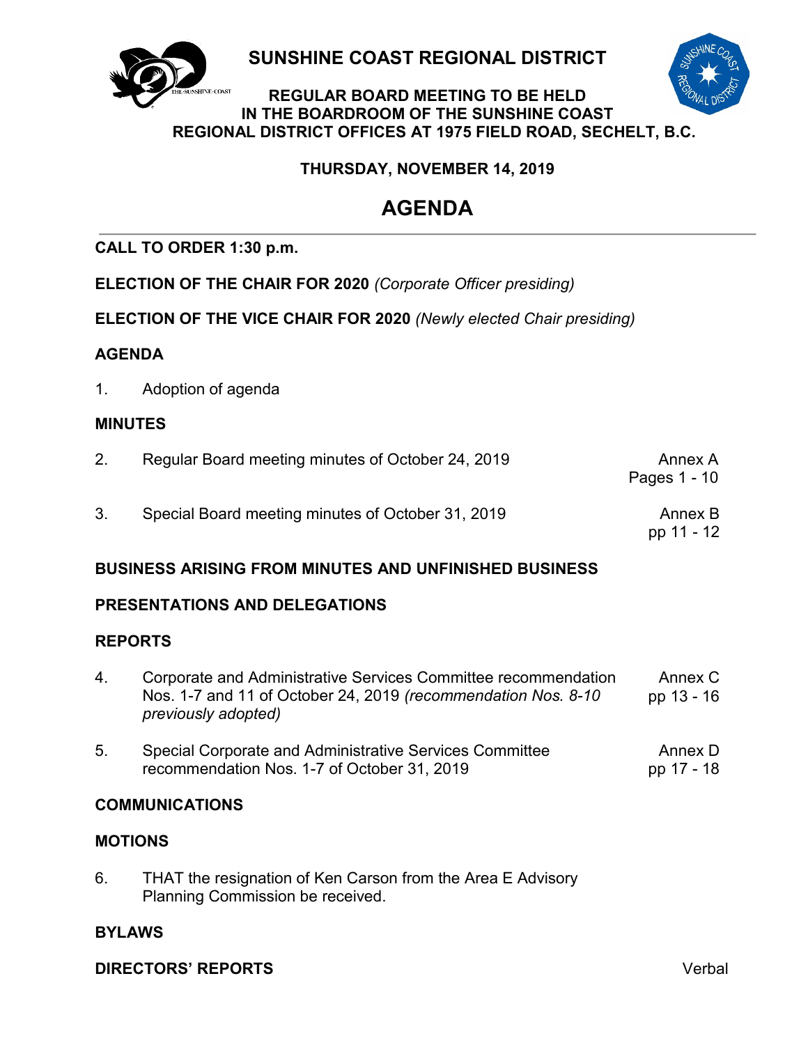# SUNSHINE COAST REGIONAL DISTRICT

## REGULAR BOARD MEETING TO BE HELD IN THE BOARDROOM OF THE SUNSHINE COAST REGIONAL DISTRICT OFFICES AT 1975 FIELD ROAD, SECHELT, B.C.

### THURSDAY, NOVEMBER 14, 2019

# AGENDA

**CALL TO ORDER 1:30 p.m.**

**ELECTION OF THE CHAIR FOR 2020** *(Corporate Officer presiding)*

**ELECTION OF THE VICE CHAIR FOR 2020** *(Newly elected Chair presiding)*

**AGENDA**

1. Adoption of agenda

**MINUTES**

| | | |
|---|---|---|
| 2. | Regular Board meeting minutes of October 24, 2019 | Annex A Pages 1 - 10 |
| 3. | Special Board meeting minutes of October 31, 2019 | Annex B pp 11 - 12 |

**BUSINESS ARISING FROM MINUTES AND UNFINISHED BUSINESS**

**PRESENTATIONS AND DELEGATIONS**

**REPORTS**

| | | |
|---|---|---|
| 4. | Corporate and Administrative Services Committee recommendation Nos. 1-7 and 11 of October 24, 2019 *(recommendation Nos. 8-10 previously adopted)* | Annex C pp 13 - 16 |
| 5. | Special Corporate and Administrative Services Committee recommendation Nos. 1-7 of October 31, 2019 | Annex D pp 17 - 18 |

**COMMUNICATIONS**

**MOTIONS**

6. THAT the resignation of Ken Carson from the Area E Advisory Planning Commission be received.

**BYLAWS**

**DIRECTORS' REPORTS** — Verbal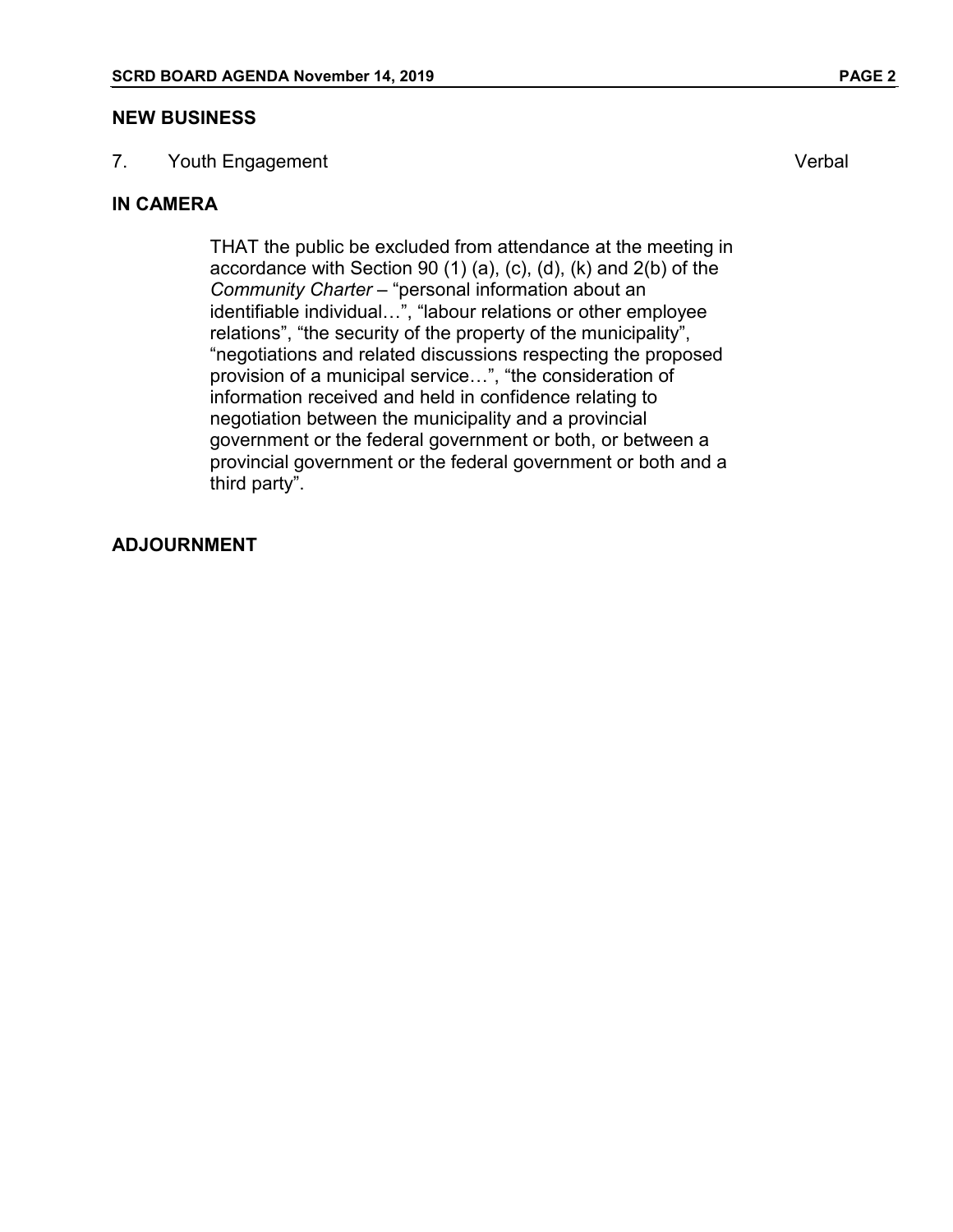## NEW BUSINESS

7. Youth Engagement — Verbal

## IN CAMERA

THAT the public be excluded from attendance at the meeting in accordance with Section 90 (1) (a), (c), (d), (k) and 2(b) of the *Community Charter* – "personal information about an identifiable individual…", "labour relations or other employee relations", "the security of the property of the municipality", "negotiations and related discussions respecting the proposed provision of a municipal service…", "the consideration of information received and held in confidence relating to negotiation between the municipality and a provincial government or the federal government or both, or between a provincial government or the federal government or both and a third party".

## ADJOURNMENT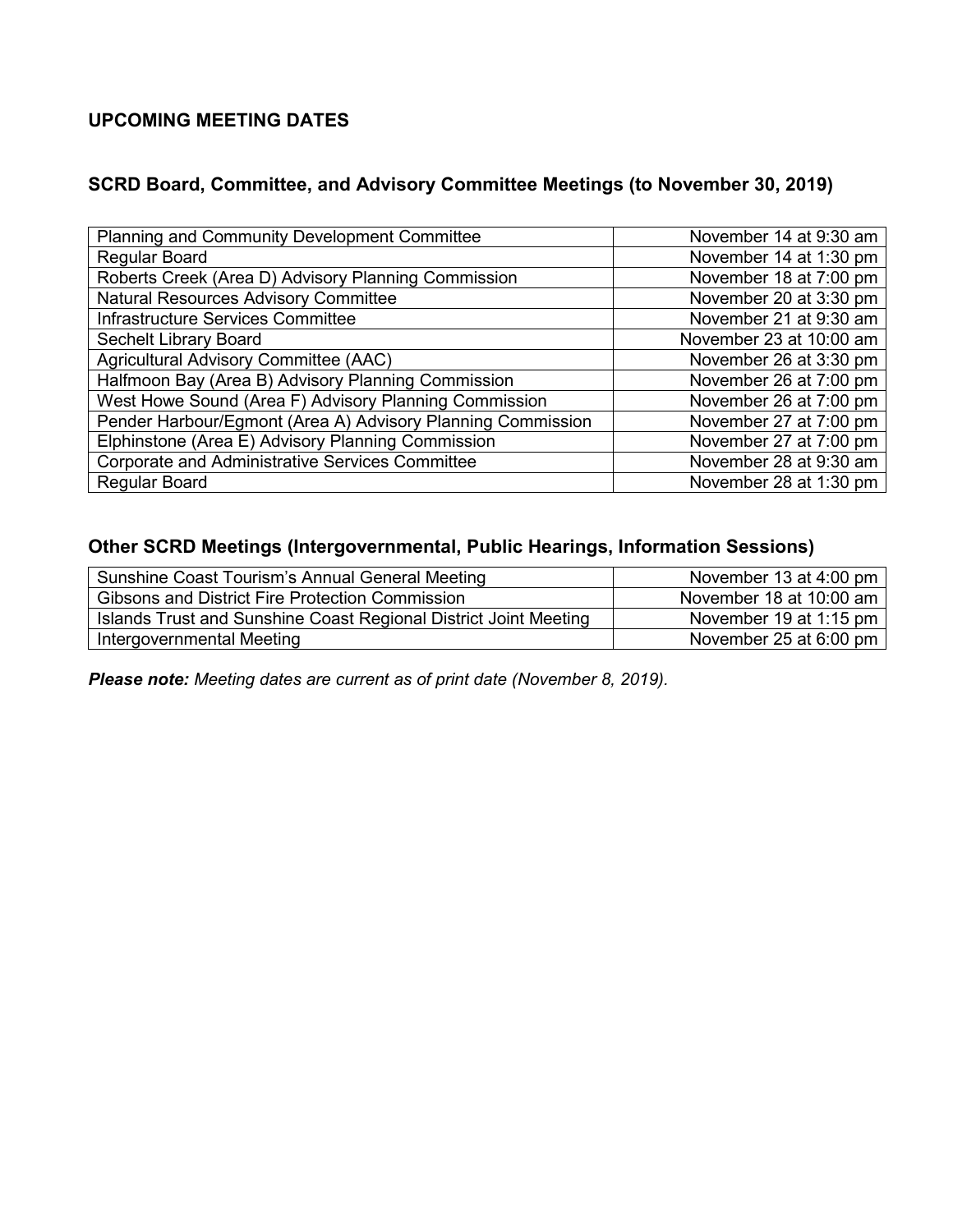## UPCOMING MEETING DATES

### SCRD Board, Committee, and Advisory Committee Meetings (to November 30, 2019)

| | |
|---|---|
| Planning and Community Development Committee | November 14 at 9:30 am |
| Regular Board | November 14 at 1:30 pm |
| Roberts Creek (Area D) Advisory Planning Commission | November 18 at 7:00 pm |
| Natural Resources Advisory Committee | November 20 at 3:30 pm |
| Infrastructure Services Committee | November 21 at 9:30 am |
| Sechelt Library Board | November 23 at 10:00 am |
| Agricultural Advisory Committee (AAC) | November 26 at 3:30 pm |
| Halfmoon Bay (Area B) Advisory Planning Commission | November 26 at 7:00 pm |
| West Howe Sound (Area F) Advisory Planning Commission | November 26 at 7:00 pm |
| Pender Harbour/Egmont (Area A) Advisory Planning Commission | November 27 at 7:00 pm |
| Elphinstone (Area E) Advisory Planning Commission | November 27 at 7:00 pm |
| Corporate and Administrative Services Committee | November 28 at 9:30 am |
| Regular Board | November 28 at 1:30 pm |

### Other SCRD Meetings (Intergovernmental, Public Hearings, Information Sessions)

| | |
|---|---|
| Sunshine Coast Tourism's Annual General Meeting | November 13 at 4:00 pm |
| Gibsons and District Fire Protection Commission | November 18 at 10:00 am |
| Islands Trust and Sunshine Coast Regional District Joint Meeting | November 19 at 1:15 pm |
| Intergovernmental Meeting | November 25 at 6:00 pm |

***Please note:*** *Meeting dates are current as of print date (November 8, 2019).*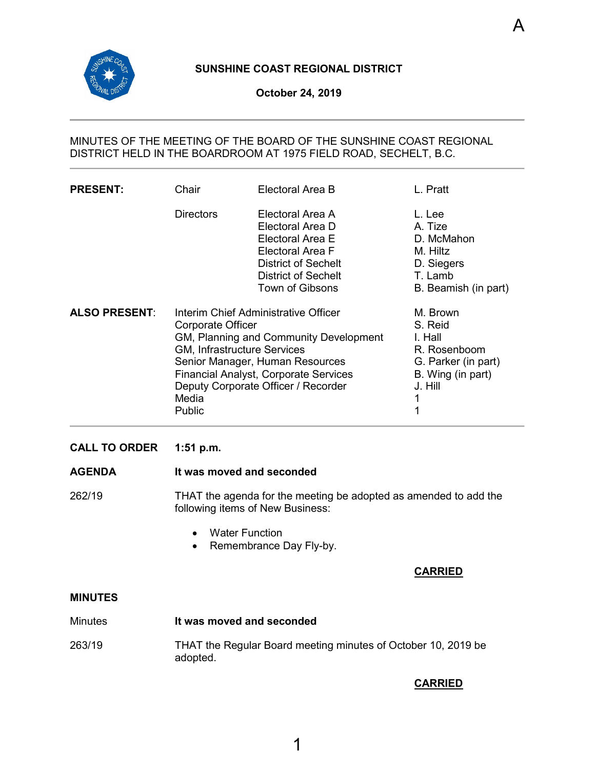A

**SUNSHINE COAST REGIONAL DISTRICT**

**October 24, 2019**

MINUTES OF THE MEETING OF THE BOARD OF THE SUNSHINE COAST REGIONAL DISTRICT HELD IN THE BOARDROOM AT 1975 FIELD ROAD, SECHELT, B.C.

| | | | |
|---|---|---|---|
| **PRESENT:** | Chair | Electoral Area B | L. Pratt |
| | Directors | Electoral Area A | L. Lee |
| | | Electoral Area D | A. Tize |
| | | Electoral Area E | D. McMahon |
| | | Electoral Area F | M. Hiltz |
| | | District of Sechelt | D. Siegers |
| | | District of Sechelt | T. Lamb |
| | | Town of Gibsons | B. Beamish (in part) |

| | | |
|---|---|---|
| **ALSO PRESENT**: | Interim Chief Administrative Officer | M. Brown |
| | Corporate Officer | S. Reid |
| | GM, Planning and Community Development | I. Hall |
| | GM, Infrastructure Services | R. Rosenboom |
| | Senior Manager, Human Resources | G. Parker (in part) |
| | Financial Analyst, Corporate Services | B. Wing (in part) |
| | Deputy Corporate Officer / Recorder | J. Hill |
| | Media | 1 |
| | Public | 1 |

**CALL TO ORDER** **1:51 p.m.**

**AGENDA** **It was moved and seconded**

262/19 THAT the agenda for the meeting be adopted as amended to add the following items of New Business:

- Water Function
- Remembrance Day Fly-by.

**CARRIED**

**MINUTES**

Minutes **It was moved and seconded**

263/19 THAT the Regular Board meeting minutes of October 10, 2019 be adopted.

**CARRIED**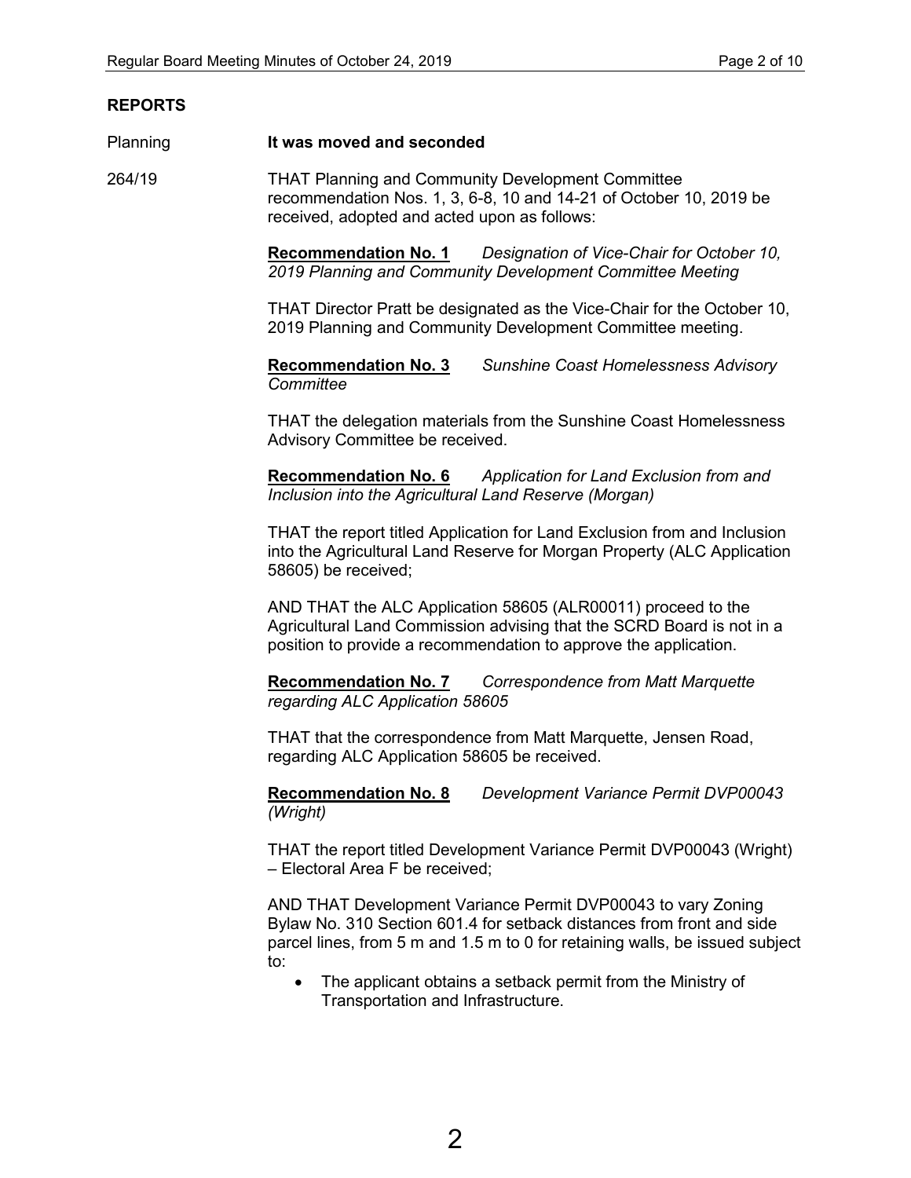## REPORTS

Planning **It was moved and seconded**

264/19 THAT Planning and Community Development Committee recommendation Nos. 1, 3, 6-8, 10 and 14-21 of October 10, 2019 be received, adopted and acted upon as follows:

**Recommendation No. 1** *Designation of Vice-Chair for October 10, 2019 Planning and Community Development Committee Meeting*

THAT Director Pratt be designated as the Vice-Chair for the October 10, 2019 Planning and Community Development Committee meeting.

**Recommendation No. 3** *Sunshine Coast Homelessness Advisory Committee*

THAT the delegation materials from the Sunshine Coast Homelessness Advisory Committee be received.

**Recommendation No. 6** *Application for Land Exclusion from and Inclusion into the Agricultural Land Reserve (Morgan)*

THAT the report titled Application for Land Exclusion from and Inclusion into the Agricultural Land Reserve for Morgan Property (ALC Application 58605) be received;

AND THAT the ALC Application 58605 (ALR00011) proceed to the Agricultural Land Commission advising that the SCRD Board is not in a position to provide a recommendation to approve the application.

**Recommendation No. 7** *Correspondence from Matt Marquette regarding ALC Application 58605*

THAT that the correspondence from Matt Marquette, Jensen Road, regarding ALC Application 58605 be received.

**Recommendation No. 8** *Development Variance Permit DVP00043 (Wright)*

THAT the report titled Development Variance Permit DVP00043 (Wright) – Electoral Area F be received;

AND THAT Development Variance Permit DVP00043 to vary Zoning Bylaw No. 310 Section 601.4 for setback distances from front and side parcel lines, from 5 m and 1.5 m to 0 for retaining walls, be issued subject to:

- The applicant obtains a setback permit from the Ministry of Transportation and Infrastructure.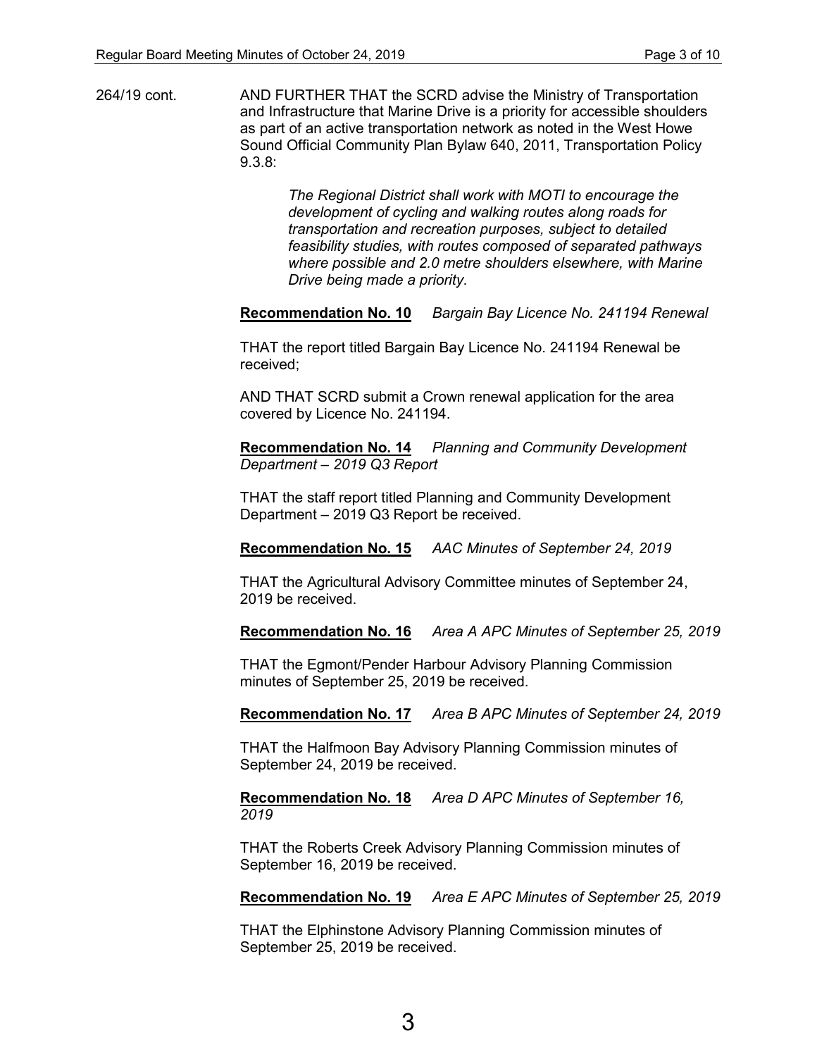264/19 cont. AND FURTHER THAT the SCRD advise the Ministry of Transportation and Infrastructure that Marine Drive is a priority for accessible shoulders as part of an active transportation network as noted in the West Howe Sound Official Community Plan Bylaw 640, 2011, Transportation Policy 9.3.8:

> *The Regional District shall work with MOTI to encourage the development of cycling and walking routes along roads for transportation and recreation purposes, subject to detailed feasibility studies, with routes composed of separated pathways where possible and 2.0 metre shoulders elsewhere, with Marine Drive being made a priority.*

**Recommendation No. 10** *Bargain Bay Licence No. 241194 Renewal*

THAT the report titled Bargain Bay Licence No. 241194 Renewal be received;

AND THAT SCRD submit a Crown renewal application for the area covered by Licence No. 241194.

**Recommendation No. 14** *Planning and Community Development Department – 2019 Q3 Report*

THAT the staff report titled Planning and Community Development Department – 2019 Q3 Report be received.

**Recommendation No. 15** *AAC Minutes of September 24, 2019*

THAT the Agricultural Advisory Committee minutes of September 24, 2019 be received.

**Recommendation No. 16** *Area A APC Minutes of September 25, 2019*

THAT the Egmont/Pender Harbour Advisory Planning Commission minutes of September 25, 2019 be received.

**Recommendation No. 17** *Area B APC Minutes of September 24, 2019*

THAT the Halfmoon Bay Advisory Planning Commission minutes of September 24, 2019 be received.

**Recommendation No. 18** *Area D APC Minutes of September 16, 2019*

THAT the Roberts Creek Advisory Planning Commission minutes of September 16, 2019 be received.

**Recommendation No. 19** *Area E APC Minutes of September 25, 2019*

THAT the Elphinstone Advisory Planning Commission minutes of September 25, 2019 be received.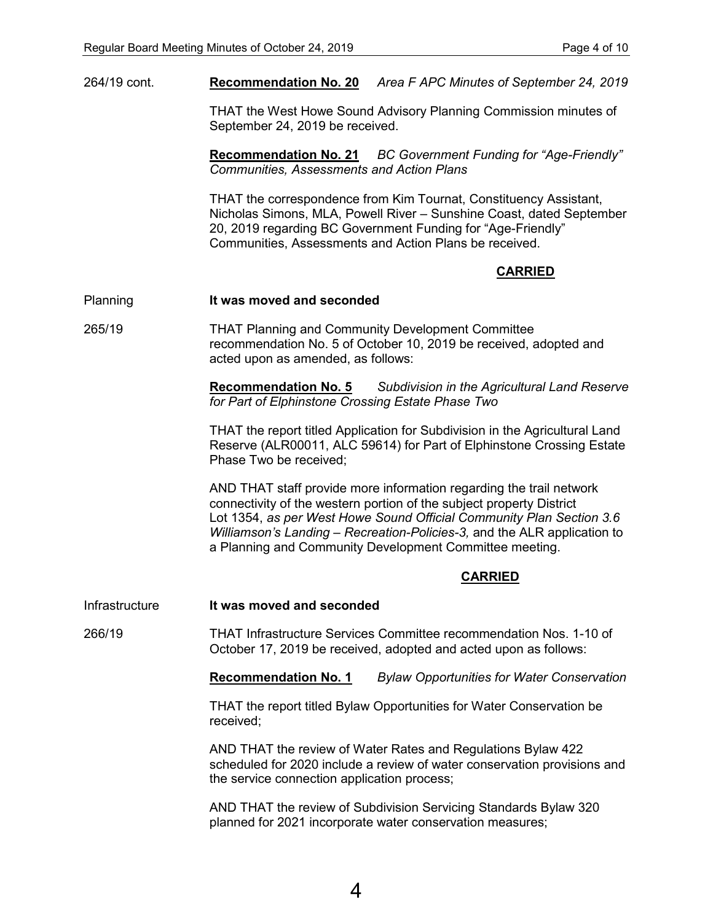264/19 cont. **Recommendation No. 20** *Area F APC Minutes of September 24, 2019*

THAT the West Howe Sound Advisory Planning Commission minutes of September 24, 2019 be received.

**Recommendation No. 21** *BC Government Funding for "Age-Friendly" Communities, Assessments and Action Plans*

THAT the correspondence from Kim Tournat, Constituency Assistant, Nicholas Simons, MLA, Powell River – Sunshine Coast, dated September 20, 2019 regarding BC Government Funding for "Age-Friendly" Communities, Assessments and Action Plans be received.

**CARRIED**

Planning **It was moved and seconded**

265/19 THAT Planning and Community Development Committee recommendation No. 5 of October 10, 2019 be received, adopted and acted upon as amended, as follows:

**Recommendation No. 5** *Subdivision in the Agricultural Land Reserve for Part of Elphinstone Crossing Estate Phase Two*

THAT the report titled Application for Subdivision in the Agricultural Land Reserve (ALR00011, ALC 59614) for Part of Elphinstone Crossing Estate Phase Two be received;

AND THAT staff provide more information regarding the trail network connectivity of the western portion of the subject property District Lot 1354, *as per West Howe Sound Official Community Plan Section 3.6 Williamson's Landing – Recreation-Policies-3,* and the ALR application to a Planning and Community Development Committee meeting.

**CARRIED**

Infrastructure **It was moved and seconded**

266/19 THAT Infrastructure Services Committee recommendation Nos. 1-10 of October 17, 2019 be received, adopted and acted upon as follows:

**Recommendation No. 1** *Bylaw Opportunities for Water Conservation*

THAT the report titled Bylaw Opportunities for Water Conservation be received;

AND THAT the review of Water Rates and Regulations Bylaw 422 scheduled for 2020 include a review of water conservation provisions and the service connection application process;

AND THAT the review of Subdivision Servicing Standards Bylaw 320 planned for 2021 incorporate water conservation measures;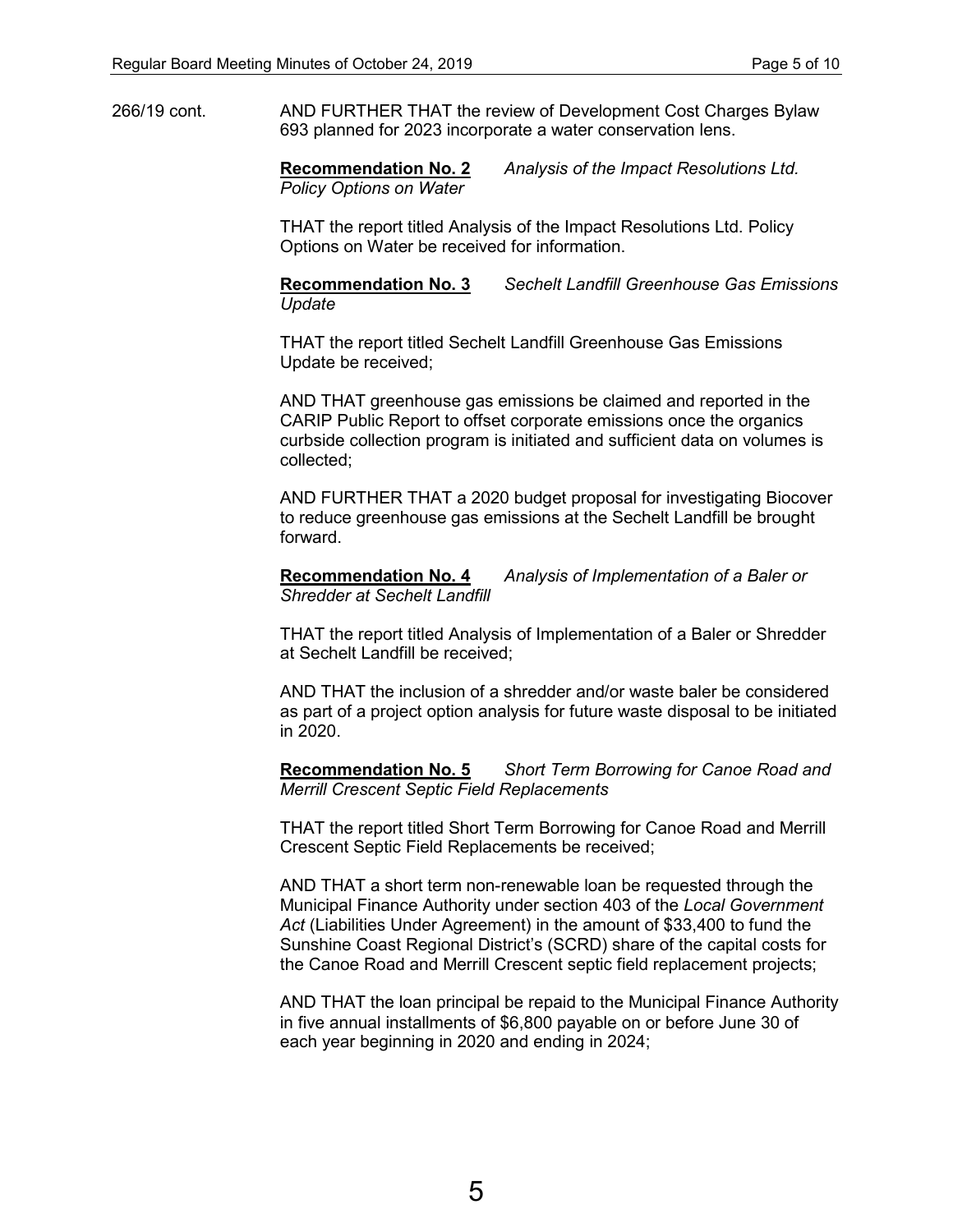266/19 cont. AND FURTHER THAT the review of Development Cost Charges Bylaw 693 planned for 2023 incorporate a water conservation lens.

**Recommendation No. 2** *Analysis of the Impact Resolutions Ltd. Policy Options on Water*

THAT the report titled Analysis of the Impact Resolutions Ltd. Policy Options on Water be received for information.

**Recommendation No. 3** *Sechelt Landfill Greenhouse Gas Emissions Update*

THAT the report titled Sechelt Landfill Greenhouse Gas Emissions Update be received;

AND THAT greenhouse gas emissions be claimed and reported in the CARIP Public Report to offset corporate emissions once the organics curbside collection program is initiated and sufficient data on volumes is collected;

AND FURTHER THAT a 2020 budget proposal for investigating Biocover to reduce greenhouse gas emissions at the Sechelt Landfill be brought forward.

**Recommendation No. 4** *Analysis of Implementation of a Baler or Shredder at Sechelt Landfill*

THAT the report titled Analysis of Implementation of a Baler or Shredder at Sechelt Landfill be received;

AND THAT the inclusion of a shredder and/or waste baler be considered as part of a project option analysis for future waste disposal to be initiated in 2020.

**Recommendation No. 5** *Short Term Borrowing for Canoe Road and Merrill Crescent Septic Field Replacements*

THAT the report titled Short Term Borrowing for Canoe Road and Merrill Crescent Septic Field Replacements be received;

AND THAT a short term non-renewable loan be requested through the Municipal Finance Authority under section 403 of the *Local Government Act* (Liabilities Under Agreement) in the amount of $33,400 to fund the Sunshine Coast Regional District's (SCRD) share of the capital costs for the Canoe Road and Merrill Crescent septic field replacement projects;

AND THAT the loan principal be repaid to the Municipal Finance Authority in five annual installments of $6,800 payable on or before June 30 of each year beginning in 2020 and ending in 2024;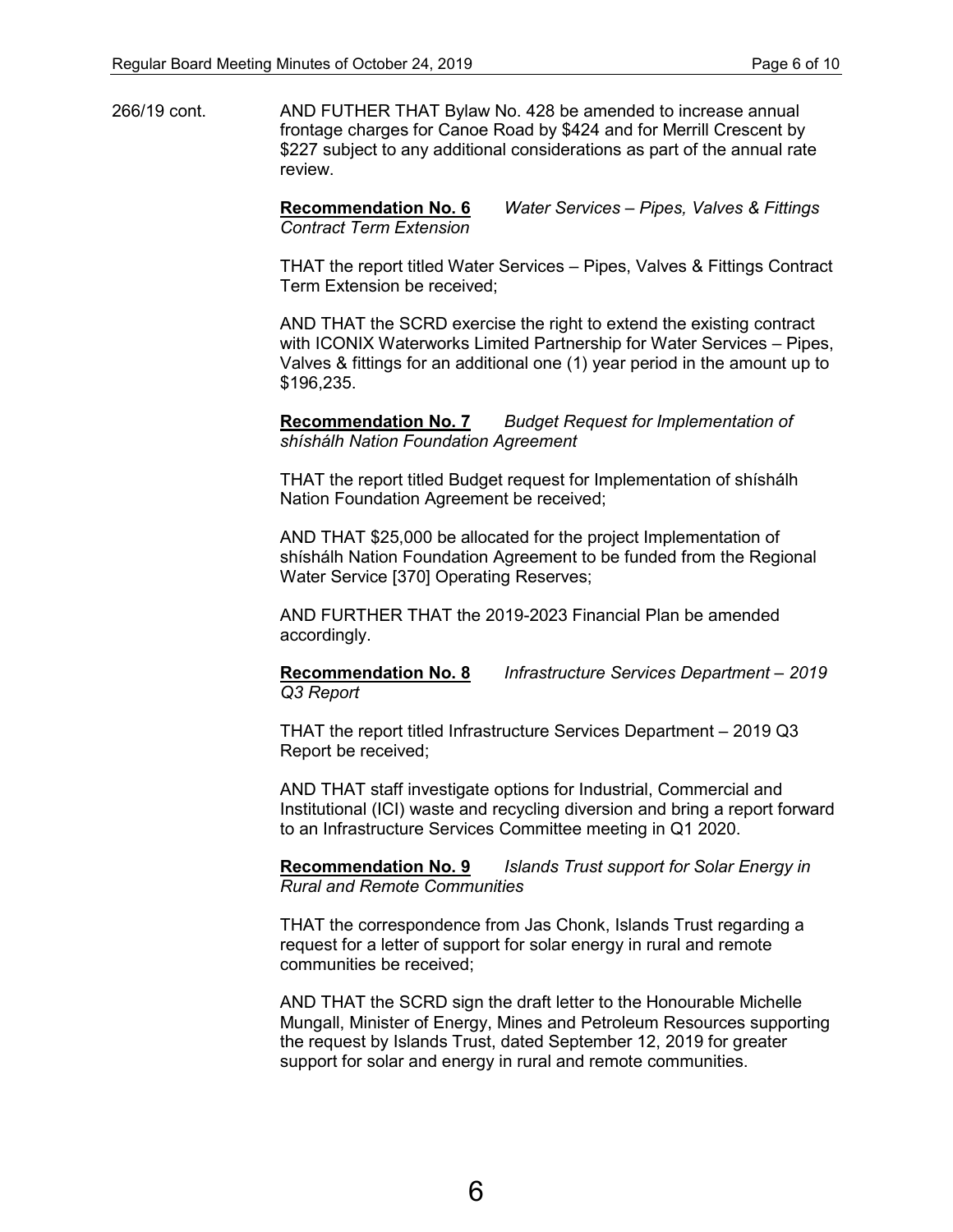266/19 cont. AND FUTHER THAT Bylaw No. 428 be amended to increase annual frontage charges for Canoe Road by $424 and for Merrill Crescent by $227 subject to any additional considerations as part of the annual rate review.

**Recommendation No. 6** *Water Services – Pipes, Valves & Fittings Contract Term Extension*

THAT the report titled Water Services – Pipes, Valves & Fittings Contract Term Extension be received;

AND THAT the SCRD exercise the right to extend the existing contract with ICONIX Waterworks Limited Partnership for Water Services – Pipes, Valves & fittings for an additional one (1) year period in the amount up to $196,235.

**Recommendation No. 7** *Budget Request for Implementation of shíshálh Nation Foundation Agreement*

THAT the report titled Budget request for Implementation of shíshálh Nation Foundation Agreement be received;

AND THAT $25,000 be allocated for the project Implementation of shíshálh Nation Foundation Agreement to be funded from the Regional Water Service [370] Operating Reserves;

AND FURTHER THAT the 2019-2023 Financial Plan be amended accordingly.

**Recommendation No. 8** *Infrastructure Services Department – 2019 Q3 Report*

THAT the report titled Infrastructure Services Department – 2019 Q3 Report be received;

AND THAT staff investigate options for Industrial, Commercial and Institutional (ICI) waste and recycling diversion and bring a report forward to an Infrastructure Services Committee meeting in Q1 2020.

**Recommendation No. 9** *Islands Trust support for Solar Energy in Rural and Remote Communities*

THAT the correspondence from Jas Chonk, Islands Trust regarding a request for a letter of support for solar energy in rural and remote communities be received;

AND THAT the SCRD sign the draft letter to the Honourable Michelle Mungall, Minister of Energy, Mines and Petroleum Resources supporting the request by Islands Trust, dated September 12, 2019 for greater support for solar and energy in rural and remote communities.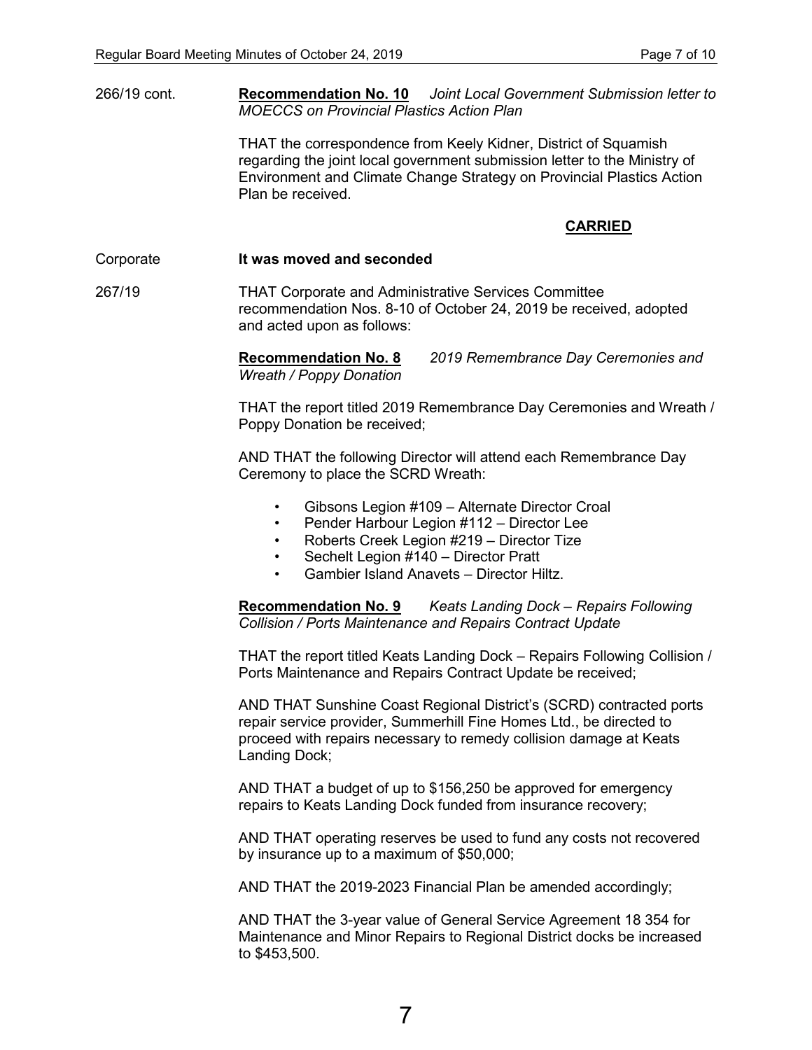266/19 cont. **Recommendation No. 10** *Joint Local Government Submission letter to MOECCS on Provincial Plastics Action Plan*

THAT the correspondence from Keely Kidner, District of Squamish regarding the joint local government submission letter to the Ministry of Environment and Climate Change Strategy on Provincial Plastics Action Plan be received.

**CARRIED**

Corporate **It was moved and seconded**

267/19 THAT Corporate and Administrative Services Committee recommendation Nos. 8-10 of October 24, 2019 be received, adopted and acted upon as follows:

**Recommendation No. 8** *2019 Remembrance Day Ceremonies and Wreath / Poppy Donation*

THAT the report titled 2019 Remembrance Day Ceremonies and Wreath / Poppy Donation be received;

AND THAT the following Director will attend each Remembrance Day Ceremony to place the SCRD Wreath:

- Gibsons Legion #109 – Alternate Director Croal
- Pender Harbour Legion #112 – Director Lee
- Roberts Creek Legion #219 – Director Tize
- Sechelt Legion #140 – Director Pratt
- Gambier Island Anavets – Director Hiltz.

**Recommendation No. 9** *Keats Landing Dock – Repairs Following Collision / Ports Maintenance and Repairs Contract Update*

THAT the report titled Keats Landing Dock – Repairs Following Collision / Ports Maintenance and Repairs Contract Update be received;

AND THAT Sunshine Coast Regional District's (SCRD) contracted ports repair service provider, Summerhill Fine Homes Ltd., be directed to proceed with repairs necessary to remedy collision damage at Keats Landing Dock;

AND THAT a budget of up to $156,250 be approved for emergency repairs to Keats Landing Dock funded from insurance recovery;

AND THAT operating reserves be used to fund any costs not recovered by insurance up to a maximum of $50,000;

AND THAT the 2019-2023 Financial Plan be amended accordingly;

AND THAT the 3-year value of General Service Agreement 18 354 for Maintenance and Minor Repairs to Regional District docks be increased to $453,500.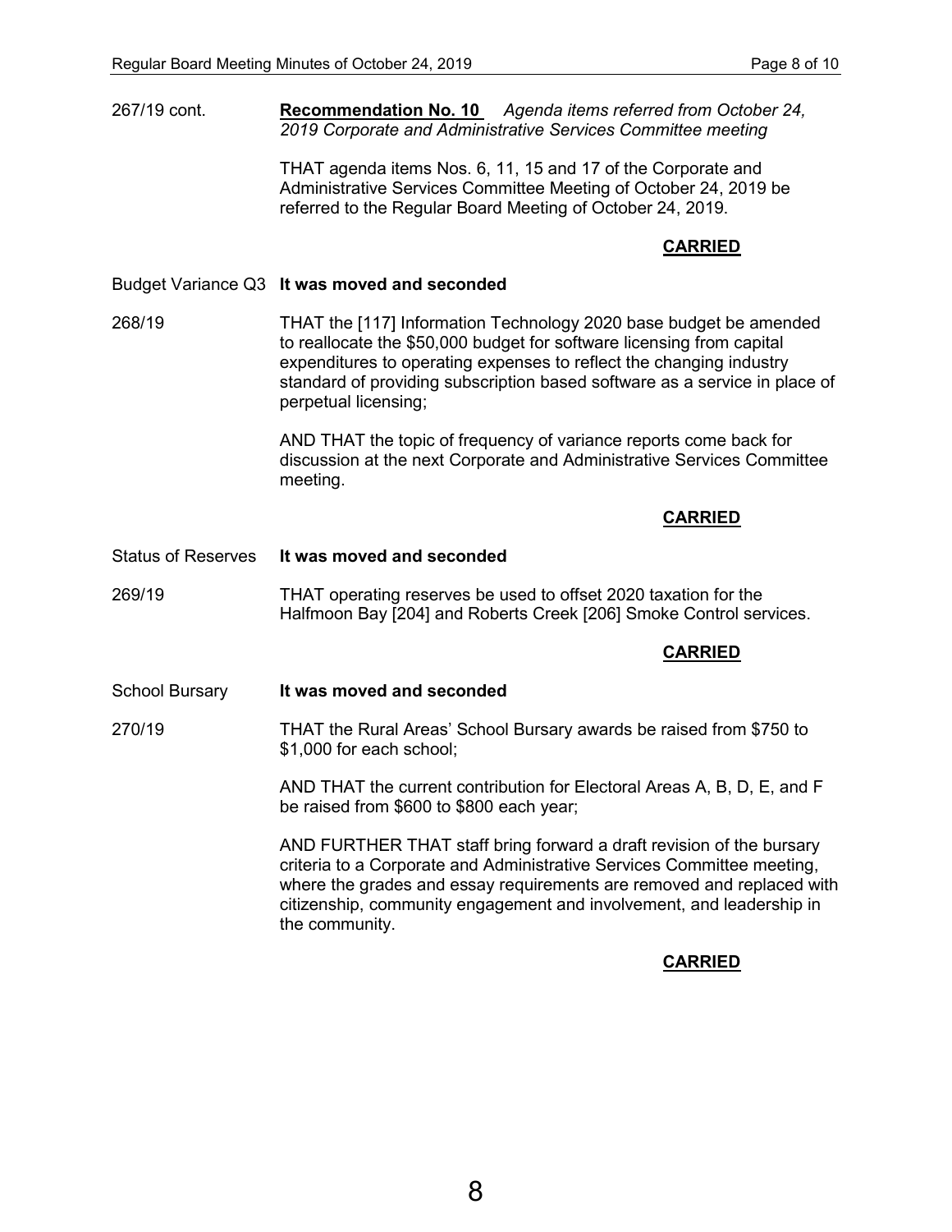267/19 cont. **Recommendation No. 10** *Agenda items referred from October 24, 2019 Corporate and Administrative Services Committee meeting*

THAT agenda items Nos. 6, 11, 15 and 17 of the Corporate and Administrative Services Committee Meeting of October 24, 2019 be referred to the Regular Board Meeting of October 24, 2019.

**CARRIED**

Budget Variance Q3 **It was moved and seconded**

268/19 THAT the [117] Information Technology 2020 base budget be amended to reallocate the $50,000 budget for software licensing from capital expenditures to operating expenses to reflect the changing industry standard of providing subscription based software as a service in place of perpetual licensing;

AND THAT the topic of frequency of variance reports come back for discussion at the next Corporate and Administrative Services Committee meeting.

**CARRIED**

Status of Reserves **It was moved and seconded**

269/19 THAT operating reserves be used to offset 2020 taxation for the Halfmoon Bay [204] and Roberts Creek [206] Smoke Control services.

**CARRIED**

School Bursary **It was moved and seconded**

270/19 THAT the Rural Areas' School Bursary awards be raised from $750 to $1,000 for each school;

AND THAT the current contribution for Electoral Areas A, B, D, E, and F be raised from $600 to $800 each year;

AND FURTHER THAT staff bring forward a draft revision of the bursary criteria to a Corporate and Administrative Services Committee meeting, where the grades and essay requirements are removed and replaced with citizenship, community engagement and involvement, and leadership in the community.

**CARRIED**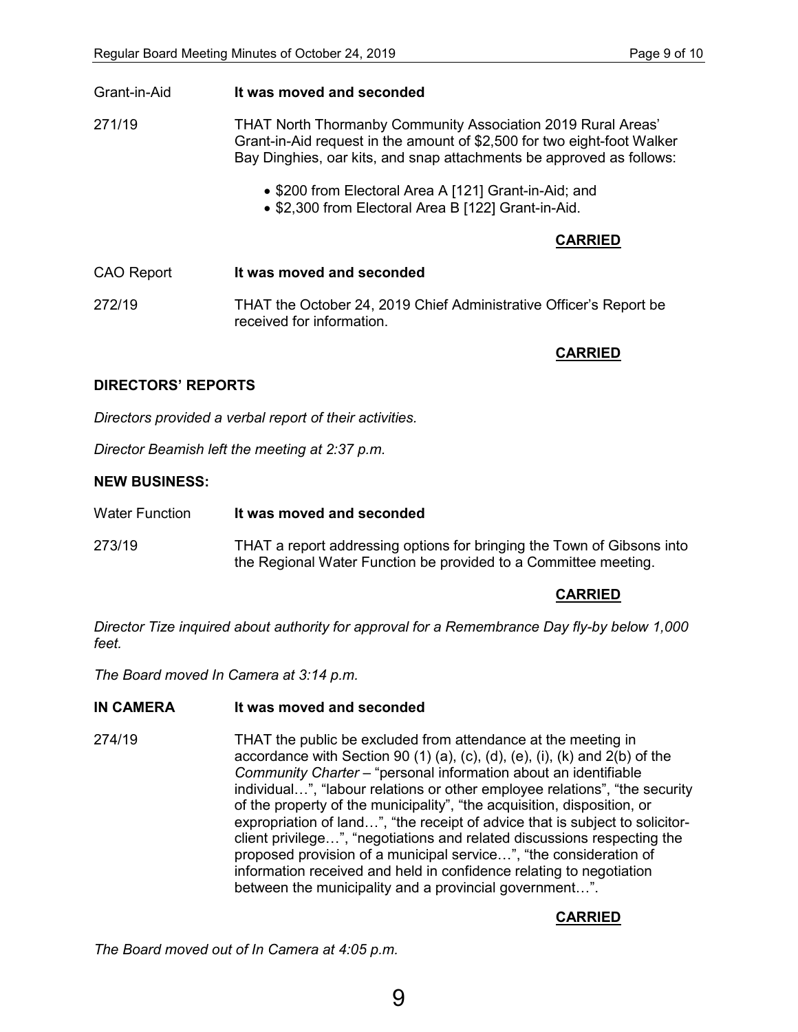Grant-in-Aid **It was moved and seconded**

271/19 THAT North Thormanby Community Association 2019 Rural Areas' Grant-in-Aid request in the amount of $2,500 for two eight-foot Walker Bay Dinghies, oar kits, and snap attachments be approved as follows:

- $200 from Electoral Area A [121] Grant-in-Aid; and
- $2,300 from Electoral Area B [122] Grant-in-Aid.

**CARRIED**

CAO Report **It was moved and seconded**

272/19 THAT the October 24, 2019 Chief Administrative Officer's Report be received for information.

**CARRIED**

**DIRECTORS' REPORTS**

*Directors provided a verbal report of their activities.*

*Director Beamish left the meeting at 2:37 p.m.*

**NEW BUSINESS:**

Water Function **It was moved and seconded**

273/19 THAT a report addressing options for bringing the Town of Gibsons into the Regional Water Function be provided to a Committee meeting.

**CARRIED**

*Director Tize inquired about authority for approval for a Remembrance Day fly-by below 1,000 feet.*

*The Board moved In Camera at 3:14 p.m.*

**IN CAMERA** **It was moved and seconded**

274/19 THAT the public be excluded from attendance at the meeting in accordance with Section 90 (1) (a), (c), (d), (e), (i), (k) and 2(b) of the *Community Charter* – "personal information about an identifiable individual…", "labour relations or other employee relations", "the security of the property of the municipality", "the acquisition, disposition, or expropriation of land…", "the receipt of advice that is subject to solicitor-client privilege…", "negotiations and related discussions respecting the proposed provision of a municipal service…", "the consideration of information received and held in confidence relating to negotiation between the municipality and a provincial government…".

**CARRIED**

*The Board moved out of In Camera at 4:05 p.m.*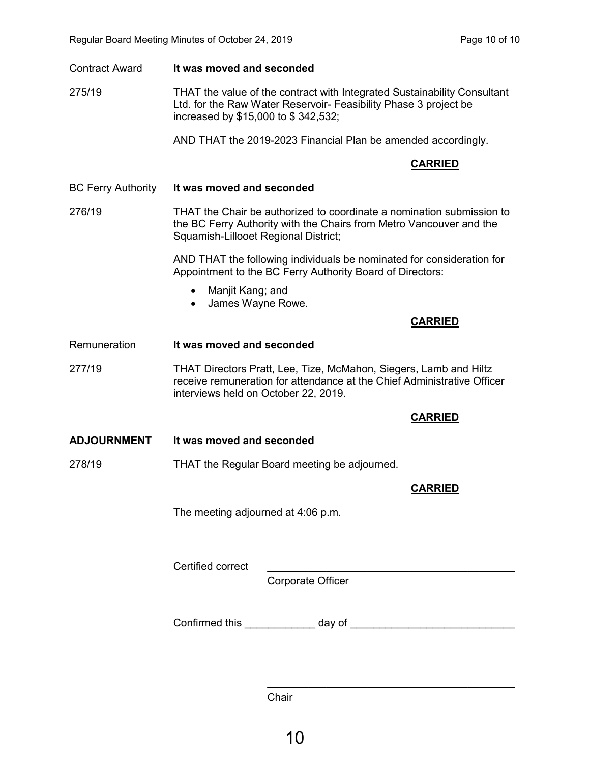Contract Award **It was moved and seconded**

275/19 THAT the value of the contract with Integrated Sustainability Consultant Ltd. for the Raw Water Reservoir- Feasibility Phase 3 project be increased by $15,000 to $ 342,532;

AND THAT the 2019-2023 Financial Plan be amended accordingly.

**CARRIED**

BC Ferry Authority **It was moved and seconded**

276/19 THAT the Chair be authorized to coordinate a nomination submission to the BC Ferry Authority with the Chairs from Metro Vancouver and the Squamish-Lillooet Regional District;

AND THAT the following individuals be nominated for consideration for Appointment to the BC Ferry Authority Board of Directors:

- Manjit Kang; and
- James Wayne Rowe.

**CARRIED**

Remuneration **It was moved and seconded**

277/19 THAT Directors Pratt, Lee, Tize, McMahon, Siegers, Lamb and Hiltz receive remuneration for attendance at the Chief Administrative Officer interviews held on October 22, 2019.

**CARRIED**

**ADJOURNMENT** **It was moved and seconded**

278/19 THAT the Regular Board meeting be adjourned.

**CARRIED**

The meeting adjourned at 4:06 p.m.

Certified correct \_\_\_\_\_\_\_\_\_\_\_\_\_\_\_\_\_\_\_\_\_\_\_\_\_\_\_\_\_\_\_\_\_\_\_\_\_\_\_\_\_\_
Corporate Officer

Confirmed this \_\_\_\_\_\_\_\_\_\_\_\_ day of \_\_\_\_\_\_\_\_\_\_\_\_\_\_\_\_\_\_\_\_\_\_\_\_\_\_\_\_

\_\_\_\_\_\_\_\_\_\_\_\_\_\_\_\_\_\_\_\_\_\_\_\_\_\_\_\_\_\_\_\_\_\_\_\_\_\_\_\_\_\_
Chair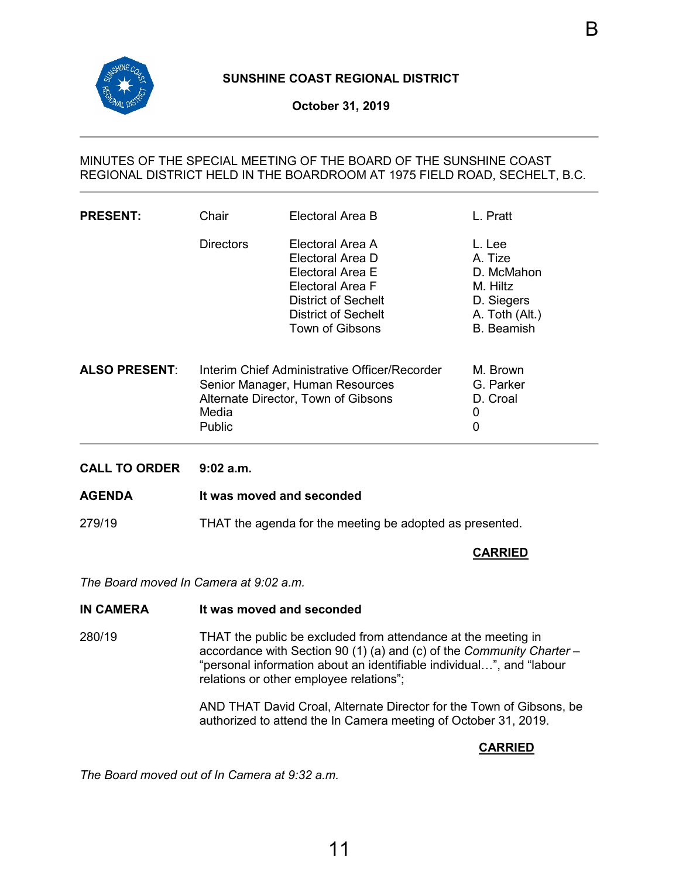B

**SUNSHINE COAST REGIONAL DISTRICT**

**October 31, 2019**

MINUTES OF THE SPECIAL MEETING OF THE BOARD OF THE SUNSHINE COAST REGIONAL DISTRICT HELD IN THE BOARDROOM AT 1975 FIELD ROAD, SECHELT, B.C.

| | | | |
|---|---|---|---|
| **PRESENT:** | Chair | Electoral Area B | L. Pratt |
| | Directors | Electoral Area A | L. Lee |
| | | Electoral Area D | A. Tize |
| | | Electoral Area E | D. McMahon |
| | | Electoral Area F | M. Hiltz |
| | | District of Sechelt | D. Siegers |
| | | District of Sechelt | A. Toth (Alt.) |
| | | Town of Gibsons | B. Beamish |

| | | |
|---|---|---|
| **ALSO PRESENT**: | Interim Chief Administrative Officer/Recorder | M. Brown |
| | Senior Manager, Human Resources | G. Parker |
| | Alternate Director, Town of Gibsons | D. Croal |
| | Media | 0 |
| | Public | 0 |

**CALL TO ORDER** **9:02 a.m.**

**AGENDA** **It was moved and seconded**

279/19 THAT the agenda for the meeting be adopted as presented.

**CARRIED**

*The Board moved In Camera at 9:02 a.m.*

**IN CAMERA** **It was moved and seconded**

280/19 THAT the public be excluded from attendance at the meeting in accordance with Section 90 (1) (a) and (c) of the *Community Charter* – "personal information about an identifiable individual…", and "labour relations or other employee relations";

AND THAT David Croal, Alternate Director for the Town of Gibsons, be authorized to attend the In Camera meeting of October 31, 2019.

**CARRIED**

*The Board moved out of In Camera at 9:32 a.m.*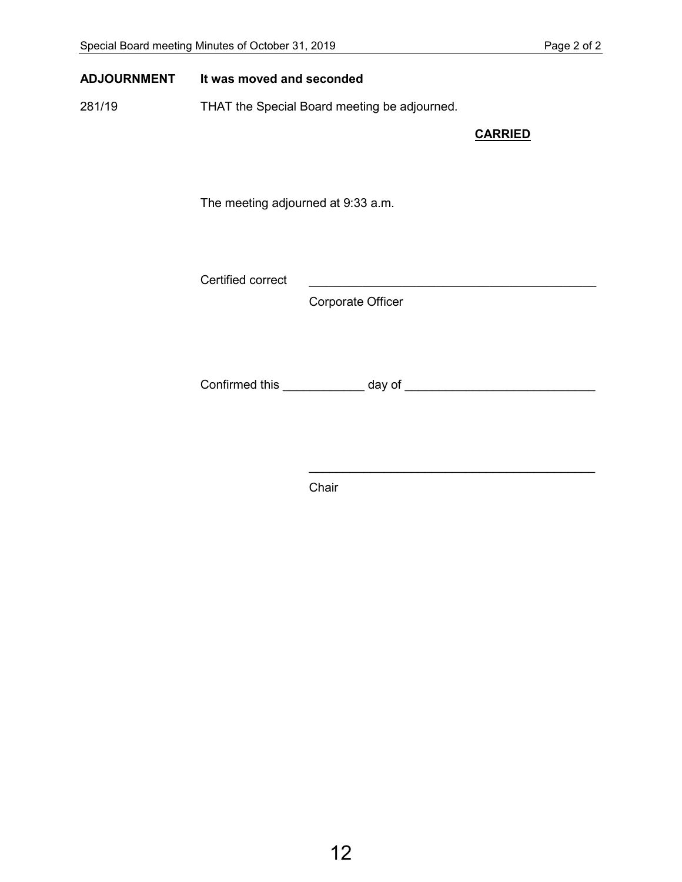**ADJOURNMENT** **It was moved and seconded**

281/19 THAT the Special Board meeting be adjourned.

**CARRIED**

The meeting adjourned at 9:33 a.m.

Certified correct \_\_\_\_\_\_\_\_\_\_\_\_\_\_\_\_\_\_\_\_\_\_\_\_\_\_\_\_\_\_\_\_\_\_\_\_\_\_\_\_\_\_\_\_

Corporate Officer

Confirmed this \_\_\_\_\_\_\_\_\_\_\_\_ day of \_\_\_\_\_\_\_\_\_\_\_\_\_\_\_\_\_\_\_\_\_\_\_\_\_\_\_\_

\_\_\_\_\_\_\_\_\_\_\_\_\_\_\_\_\_\_\_\_\_\_\_\_\_\_\_\_\_\_\_\_\_\_\_\_\_\_\_\_\_\_\_\_

Chair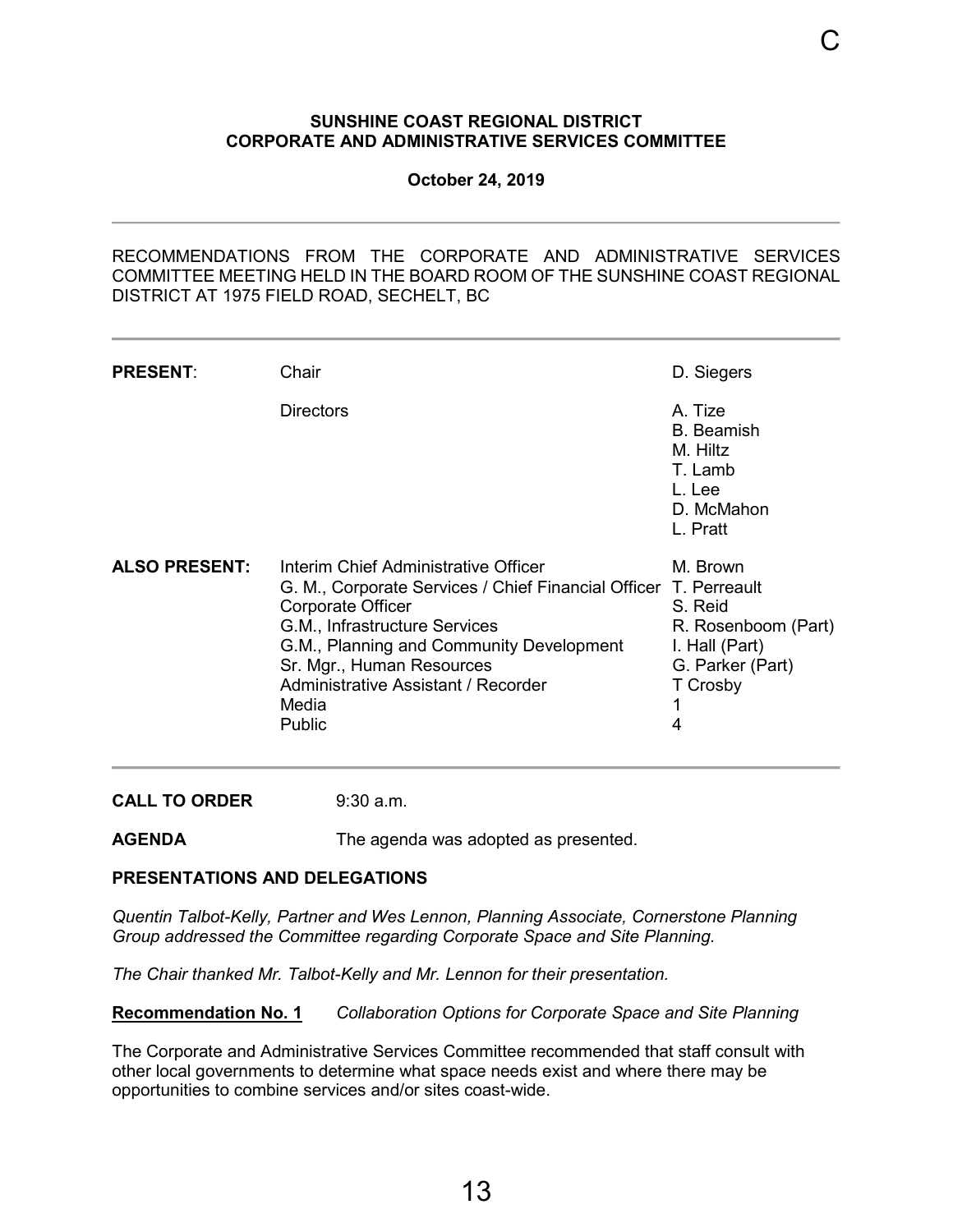**SUNSHINE COAST REGIONAL DISTRICT**
**CORPORATE AND ADMINISTRATIVE SERVICES COMMITTEE**

**October 24, 2019**

---

RECOMMENDATIONS FROM THE CORPORATE AND ADMINISTRATIVE SERVICES COMMITTEE MEETING HELD IN THE BOARD ROOM OF THE SUNSHINE COAST REGIONAL DISTRICT AT 1975 FIELD ROAD, SECHELT, BC

---

| | | |
|---|---|---|
| **PRESENT**: | Chair | D. Siegers |
| | Directors | A. Tize |
| | | B. Beamish |
| | | M. Hiltz |
| | | T. Lamb |
| | | L. Lee |
| | | D. McMahon |
| | | L. Pratt |
| **ALSO PRESENT:** | Interim Chief Administrative Officer | M. Brown |
| | G. M., Corporate Services / Chief Financial Officer | T. Perreault |
| | Corporate Officer | S. Reid |
| | G.M., Infrastructure Services | R. Rosenboom (Part) |
| | G.M., Planning and Community Development | I. Hall (Part) |
| | Sr. Mgr., Human Resources | G. Parker (Part) |
| | Administrative Assistant / Recorder | T Crosby |
| | Media | 1 |
| | Public | 4 |

---

**CALL TO ORDER** 9:30 a.m.

**AGENDA** The agenda was adopted as presented.

**PRESENTATIONS AND DELEGATIONS**

*Quentin Talbot-Kelly, Partner and Wes Lennon, Planning Associate, Cornerstone Planning Group addressed the Committee regarding Corporate Space and Site Planning.*

*The Chair thanked Mr. Talbot-Kelly and Mr. Lennon for their presentation.*

**Recommendation No. 1** *Collaboration Options for Corporate Space and Site Planning*

The Corporate and Administrative Services Committee recommended that staff consult with other local governments to determine what space needs exist and where there may be opportunities to combine services and/or sites coast-wide.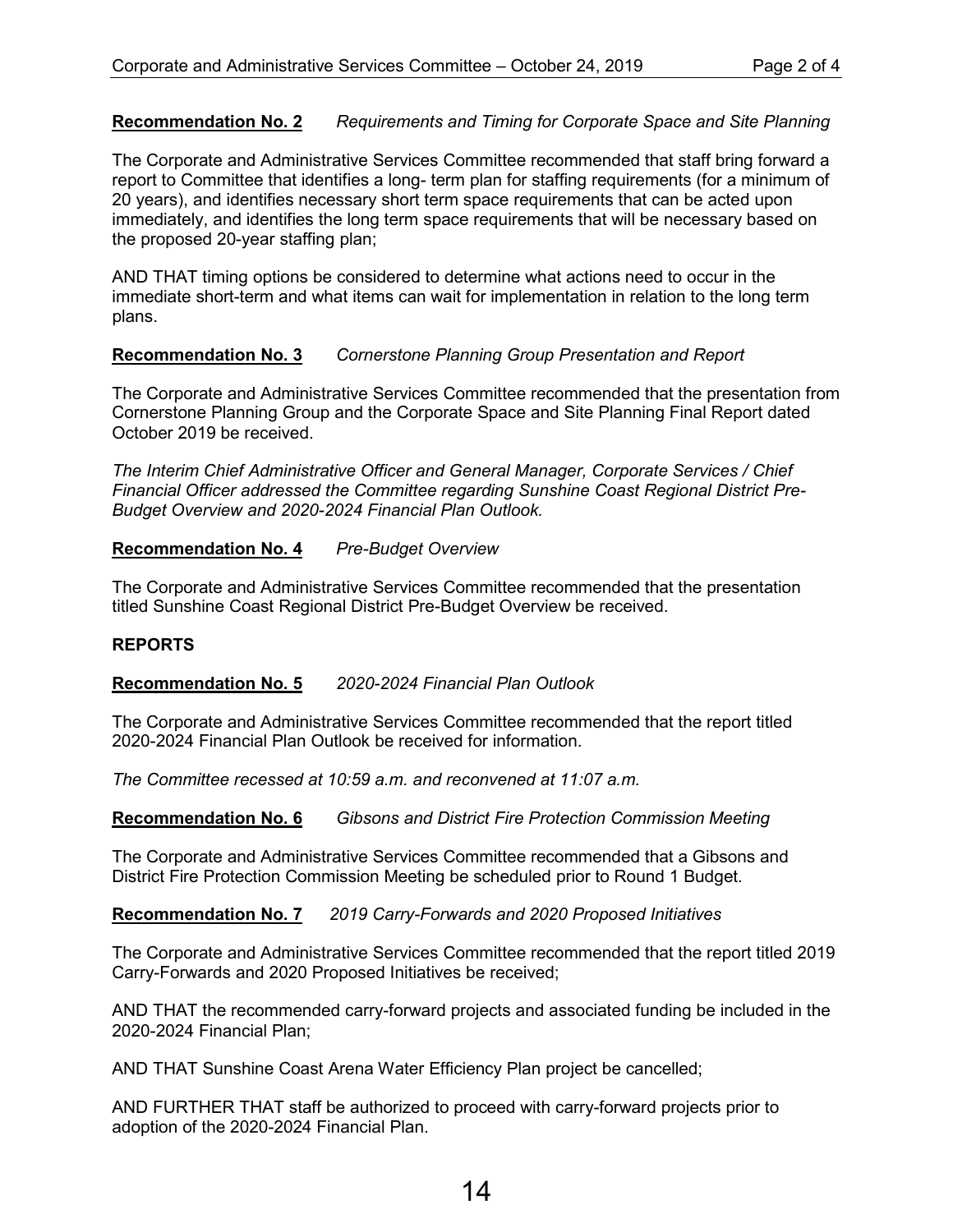**Recommendation No. 2** *Requirements and Timing for Corporate Space and Site Planning*

The Corporate and Administrative Services Committee recommended that staff bring forward a report to Committee that identifies a long- term plan for staffing requirements (for a minimum of 20 years), and identifies necessary short term space requirements that can be acted upon immediately, and identifies the long term space requirements that will be necessary based on the proposed 20-year staffing plan;

AND THAT timing options be considered to determine what actions need to occur in the immediate short-term and what items can wait for implementation in relation to the long term plans.

**Recommendation No. 3** *Cornerstone Planning Group Presentation and Report*

The Corporate and Administrative Services Committee recommended that the presentation from Cornerstone Planning Group and the Corporate Space and Site Planning Final Report dated October 2019 be received.

*The Interim Chief Administrative Officer and General Manager, Corporate Services / Chief Financial Officer addressed the Committee regarding Sunshine Coast Regional District Pre-Budget Overview and 2020-2024 Financial Plan Outlook.*

**Recommendation No. 4** *Pre-Budget Overview*

The Corporate and Administrative Services Committee recommended that the presentation titled Sunshine Coast Regional District Pre-Budget Overview be received.

**REPORTS**

**Recommendation No. 5** *2020-2024 Financial Plan Outlook*

The Corporate and Administrative Services Committee recommended that the report titled 2020-2024 Financial Plan Outlook be received for information.

*The Committee recessed at 10:59 a.m. and reconvened at 11:07 a.m.*

**Recommendation No. 6** *Gibsons and District Fire Protection Commission Meeting*

The Corporate and Administrative Services Committee recommended that a Gibsons and District Fire Protection Commission Meeting be scheduled prior to Round 1 Budget.

**Recommendation No. 7** *2019 Carry-Forwards and 2020 Proposed Initiatives*

The Corporate and Administrative Services Committee recommended that the report titled 2019 Carry-Forwards and 2020 Proposed Initiatives be received;

AND THAT the recommended carry-forward projects and associated funding be included in the 2020-2024 Financial Plan;

AND THAT Sunshine Coast Arena Water Efficiency Plan project be cancelled;

AND FURTHER THAT staff be authorized to proceed with carry-forward projects prior to adoption of the 2020-2024 Financial Plan.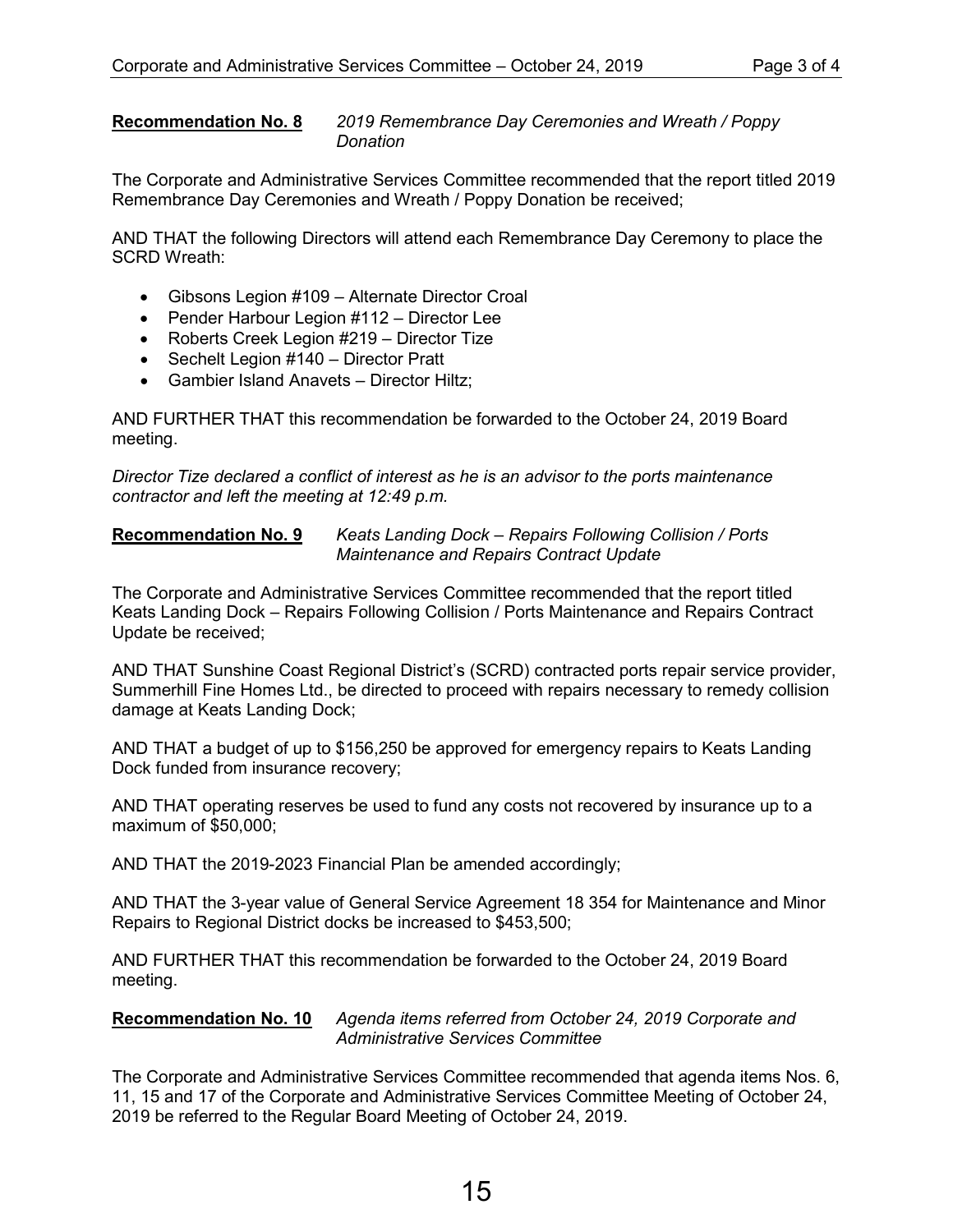**Recommendation No. 8** *2019 Remembrance Day Ceremonies and Wreath / Poppy Donation*

The Corporate and Administrative Services Committee recommended that the report titled 2019 Remembrance Day Ceremonies and Wreath / Poppy Donation be received;

AND THAT the following Directors will attend each Remembrance Day Ceremony to place the SCRD Wreath:

- Gibsons Legion #109 – Alternate Director Croal
- Pender Harbour Legion #112 – Director Lee
- Roberts Creek Legion #219 – Director Tize
- Sechelt Legion #140 – Director Pratt
- Gambier Island Anavets – Director Hiltz;

AND FURTHER THAT this recommendation be forwarded to the October 24, 2019 Board meeting.

*Director Tize declared a conflict of interest as he is an advisor to the ports maintenance contractor and left the meeting at 12:49 p.m.*

**Recommendation No. 9** *Keats Landing Dock – Repairs Following Collision / Ports Maintenance and Repairs Contract Update*

The Corporate and Administrative Services Committee recommended that the report titled Keats Landing Dock – Repairs Following Collision / Ports Maintenance and Repairs Contract Update be received;

AND THAT Sunshine Coast Regional District's (SCRD) contracted ports repair service provider, Summerhill Fine Homes Ltd., be directed to proceed with repairs necessary to remedy collision damage at Keats Landing Dock;

AND THAT a budget of up to $156,250 be approved for emergency repairs to Keats Landing Dock funded from insurance recovery;

AND THAT operating reserves be used to fund any costs not recovered by insurance up to a maximum of $50,000;

AND THAT the 2019-2023 Financial Plan be amended accordingly;

AND THAT the 3-year value of General Service Agreement 18 354 for Maintenance and Minor Repairs to Regional District docks be increased to $453,500;

AND FURTHER THAT this recommendation be forwarded to the October 24, 2019 Board meeting.

**Recommendation No. 10** *Agenda items referred from October 24, 2019 Corporate and Administrative Services Committee*

The Corporate and Administrative Services Committee recommended that agenda items Nos. 6, 11, 15 and 17 of the Corporate and Administrative Services Committee Meeting of October 24, 2019 be referred to the Regular Board Meeting of October 24, 2019.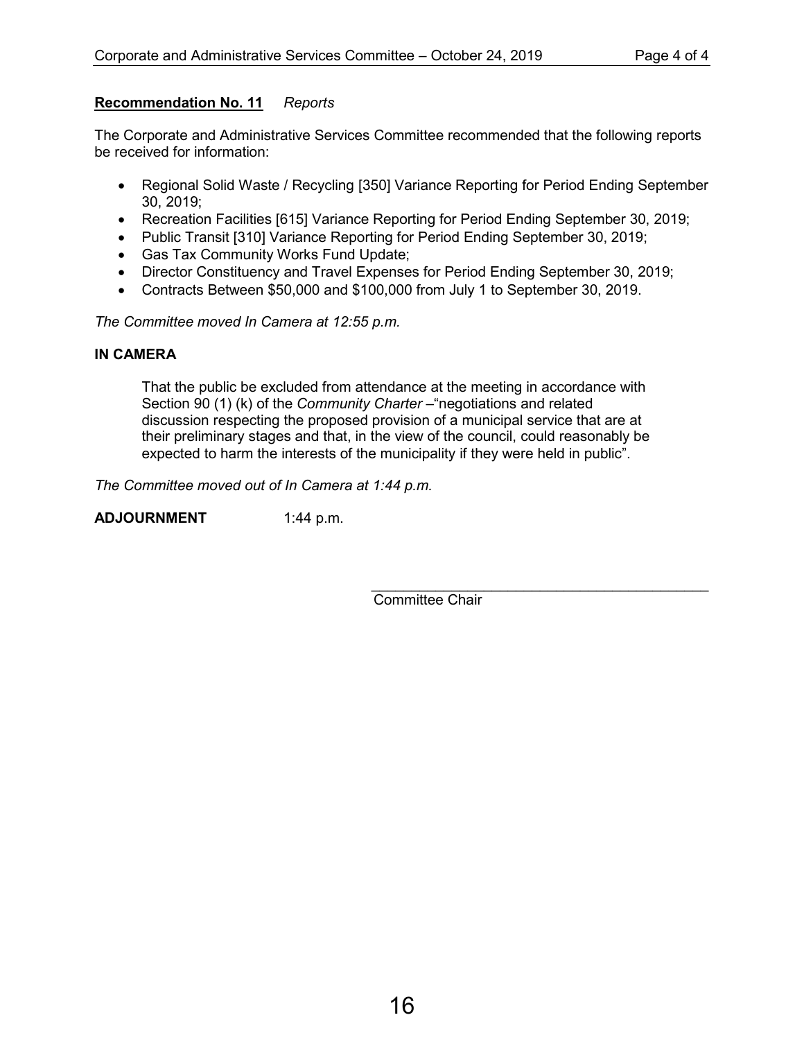**Recommendation No. 11** *Reports*

The Corporate and Administrative Services Committee recommended that the following reports be received for information:

- Regional Solid Waste / Recycling [350] Variance Reporting for Period Ending September 30, 2019;
- Recreation Facilities [615] Variance Reporting for Period Ending September 30, 2019;
- Public Transit [310] Variance Reporting for Period Ending September 30, 2019;
- Gas Tax Community Works Fund Update;
- Director Constituency and Travel Expenses for Period Ending September 30, 2019;
- Contracts Between $50,000 and $100,000 from July 1 to September 30, 2019.

*The Committee moved In Camera at 12:55 p.m.*

**IN CAMERA**

> That the public be excluded from attendance at the meeting in accordance with Section 90 (1) (k) of the *Community Charter* –"negotiations and related discussion respecting the proposed provision of a municipal service that are at their preliminary stages and that, in the view of the council, could reasonably be expected to harm the interests of the municipality if they were held in public".

*The Committee moved out of In Camera at 1:44 p.m.*

**ADJOURNMENT** 1:44 p.m.

\_\_\_\_\_\_\_\_\_\_\_\_\_\_\_\_\_\_\_\_\_\_\_\_\_\_\_\_\_\_\_\_\_\_\_\_\_\_\_\_\_\_
Committee Chair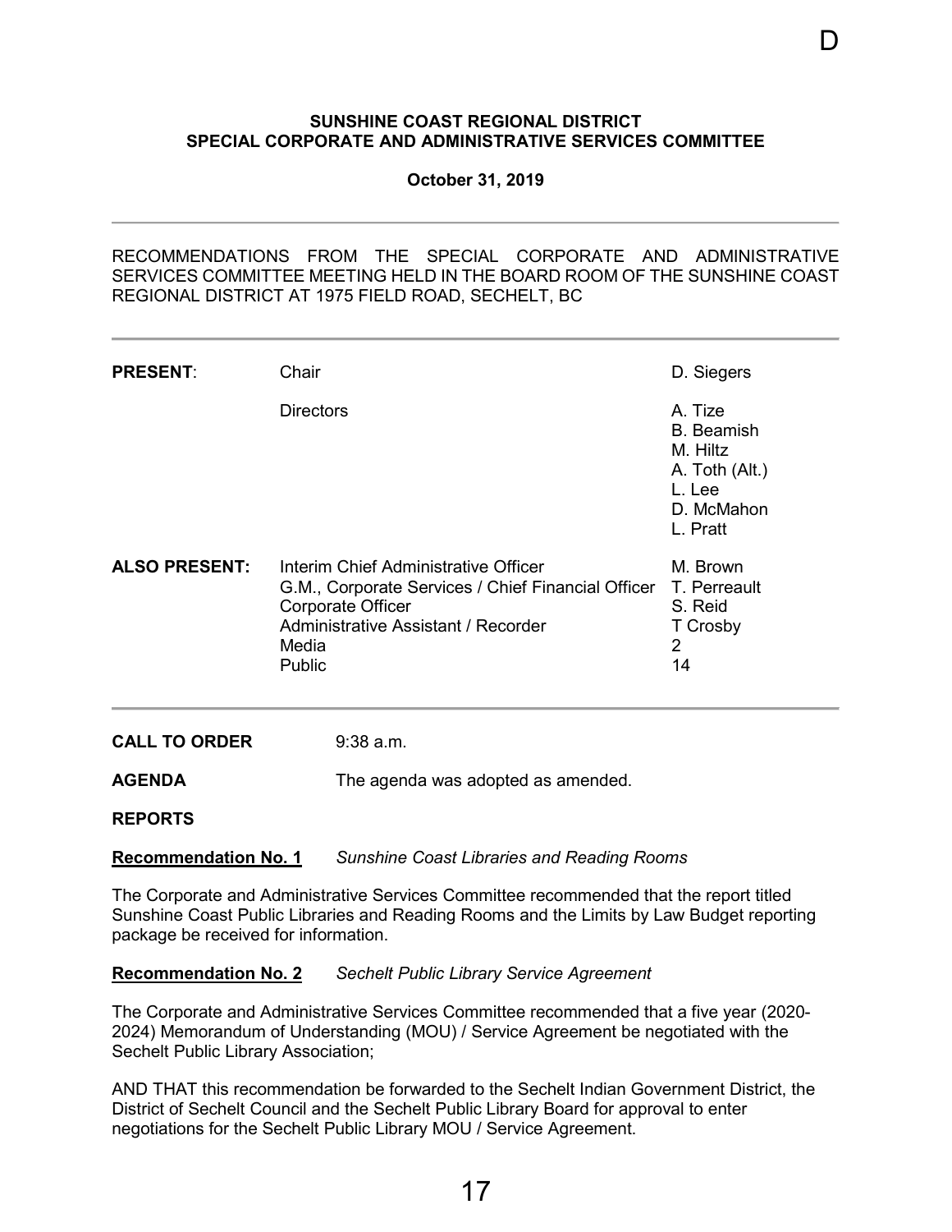D

**SUNSHINE COAST REGIONAL DISTRICT**
**SPECIAL CORPORATE AND ADMINISTRATIVE SERVICES COMMITTEE**

**October 31, 2019**

---

RECOMMENDATIONS FROM THE SPECIAL CORPORATE AND ADMINISTRATIVE SERVICES COMMITTEE MEETING HELD IN THE BOARD ROOM OF THE SUNSHINE COAST REGIONAL DISTRICT AT 1975 FIELD ROAD, SECHELT, BC

---

| | | |
|---|---|---|
| **PRESENT**: | Chair | D. Siegers |
| | Directors | A. Tize<br>B. Beamish<br>M. Hiltz<br>A. Toth (Alt.)<br>L. Lee<br>D. McMahon<br>L. Pratt |
| **ALSO PRESENT:** | Interim Chief Administrative Officer | M. Brown |
| | G.M., Corporate Services / Chief Financial Officer | T. Perreault |
| | Corporate Officer | S. Reid |
| | Administrative Assistant / Recorder | T Crosby |
| | Media | 2 |
| | Public | 14 |

---

**CALL TO ORDER** 9:38 a.m.

**AGENDA** The agenda was adopted as amended.

**REPORTS**

**Recommendation No. 1** *Sunshine Coast Libraries and Reading Rooms*

The Corporate and Administrative Services Committee recommended that the report titled Sunshine Coast Public Libraries and Reading Rooms and the Limits by Law Budget reporting package be received for information.

**Recommendation No. 2** *Sechelt Public Library Service Agreement*

The Corporate and Administrative Services Committee recommended that a five year (2020-2024) Memorandum of Understanding (MOU) / Service Agreement be negotiated with the Sechelt Public Library Association;

AND THAT this recommendation be forwarded to the Sechelt Indian Government District, the District of Sechelt Council and the Sechelt Public Library Board for approval to enter negotiations for the Sechelt Public Library MOU / Service Agreement.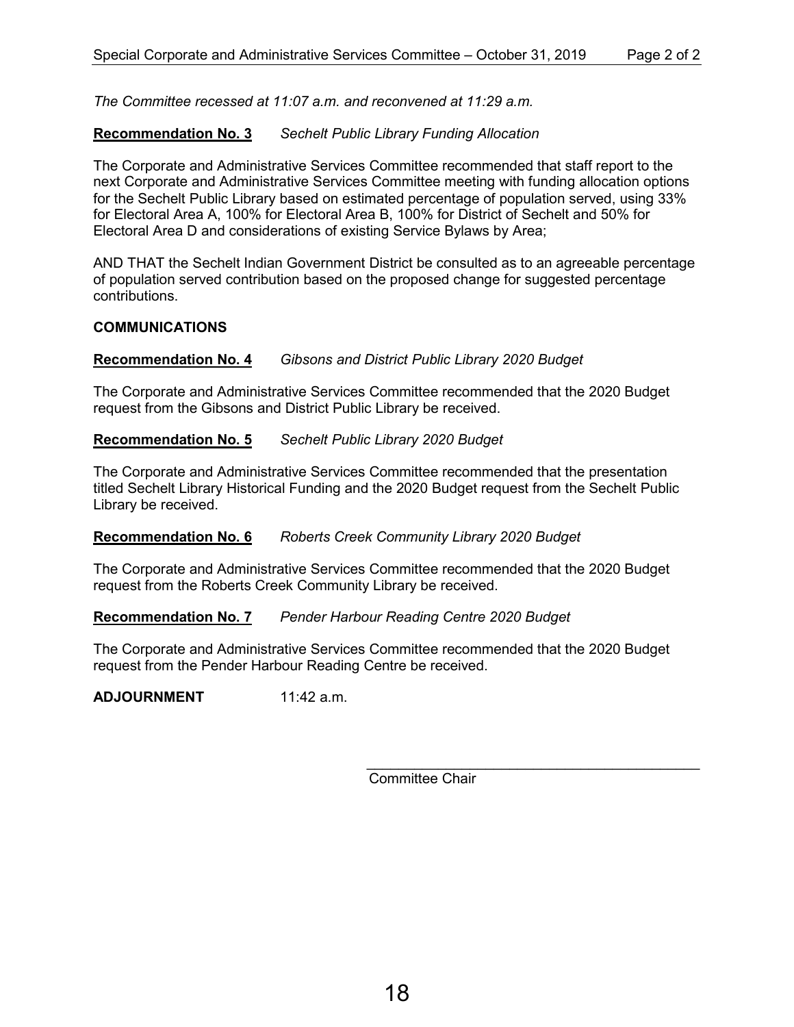*The Committee recessed at 11:07 a.m. and reconvened at 11:29 a.m.*

**Recommendation No. 3** *Sechelt Public Library Funding Allocation*

The Corporate and Administrative Services Committee recommended that staff report to the next Corporate and Administrative Services Committee meeting with funding allocation options for the Sechelt Public Library based on estimated percentage of population served, using 33% for Electoral Area A, 100% for Electoral Area B, 100% for District of Sechelt and 50% for Electoral Area D and considerations of existing Service Bylaws by Area;

AND THAT the Sechelt Indian Government District be consulted as to an agreeable percentage of population served contribution based on the proposed change for suggested percentage contributions.

**COMMUNICATIONS**

**Recommendation No. 4** *Gibsons and District Public Library 2020 Budget*

The Corporate and Administrative Services Committee recommended that the 2020 Budget request from the Gibsons and District Public Library be received.

**Recommendation No. 5** *Sechelt Public Library 2020 Budget*

The Corporate and Administrative Services Committee recommended that the presentation titled Sechelt Library Historical Funding and the 2020 Budget request from the Sechelt Public Library be received.

**Recommendation No. 6** *Roberts Creek Community Library 2020 Budget*

The Corporate and Administrative Services Committee recommended that the 2020 Budget request from the Roberts Creek Community Library be received.

**Recommendation No. 7** *Pender Harbour Reading Centre 2020 Budget*

The Corporate and Administrative Services Committee recommended that the 2020 Budget request from the Pender Harbour Reading Centre be received.

**ADJOURNMENT** 11:42 a.m.

\_\_\_\_\_\_\_\_\_\_\_\_\_\_\_\_\_\_\_\_\_\_\_\_\_\_\_\_\_\_\_\_\_\_\_\_\_\_\_\_\_\_

Committee Chair